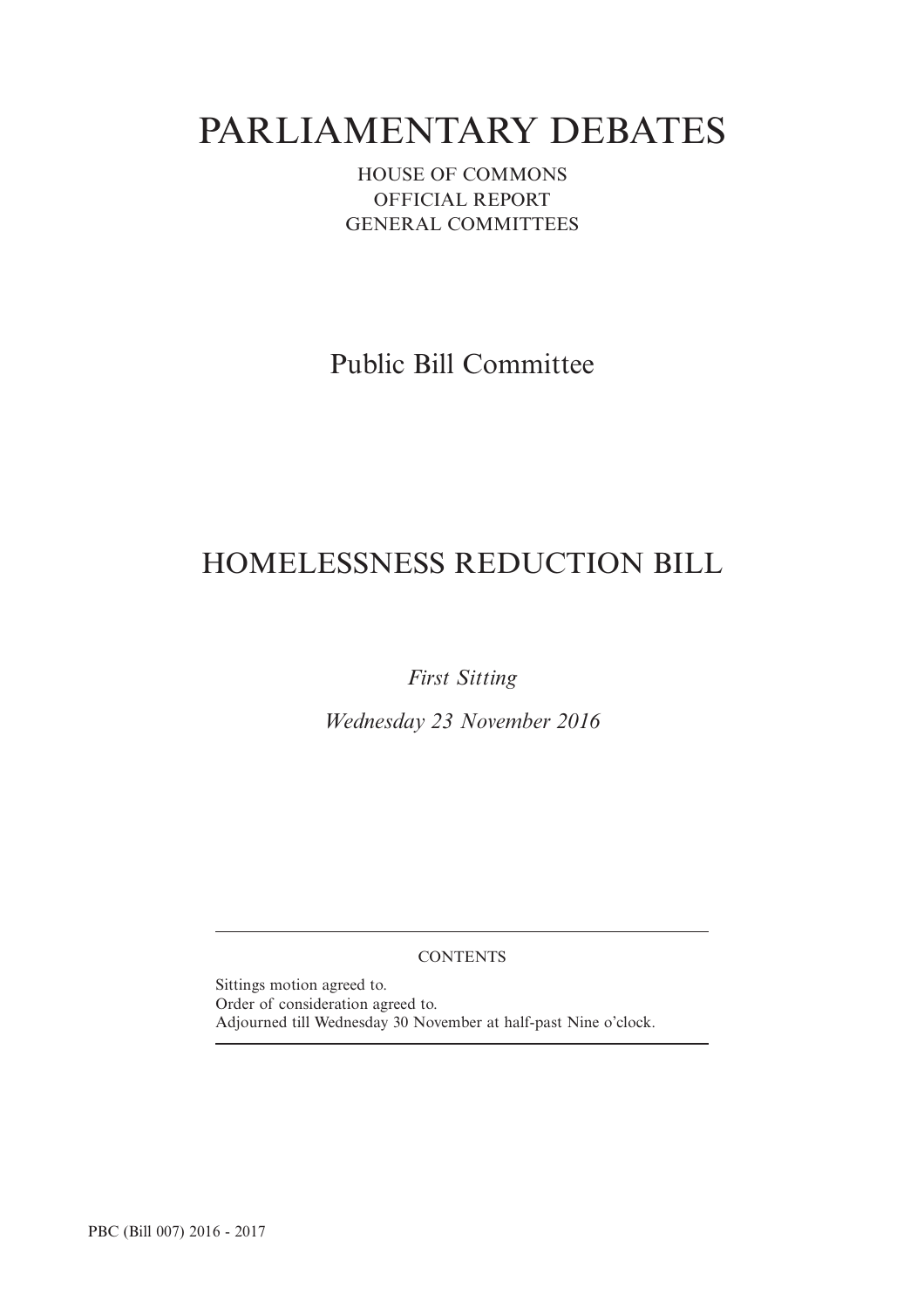# PARLIAMENTARY DEBATES

HOUSE OF COMMONS
OFFICIAL REPORT
GENERAL COMMITTEES

## Public Bill Committee

## HOMELESSNESS REDUCTION BILL

*First Sitting*

*Wednesday 23 November 2016*

---

CONTENTS

Sittings motion agreed to.
Order of consideration agreed to.
Adjourned till Wednesday 30 November at half-past Nine o'clock.

---

PBC (Bill 007) 2016 - 2017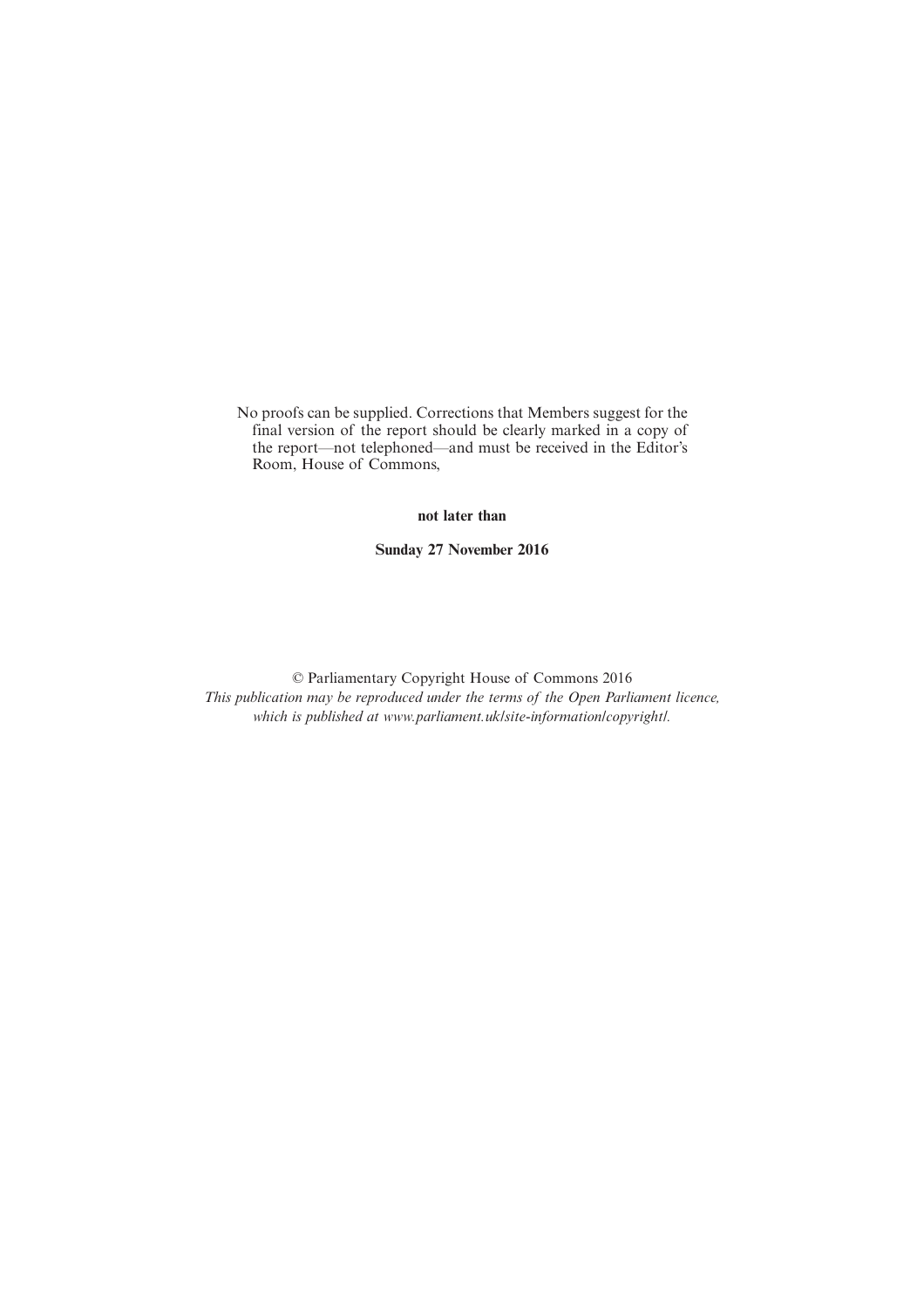No proofs can be supplied. Corrections that Members suggest for the final version of the report should be clearly marked in a copy of the report—not telephoned—and must be received in the Editor's Room, House of Commons,

**not later than**

**Sunday 27 November 2016**

© Parliamentary Copyright House of Commons 2016

*This publication may be reproduced under the terms of the Open Parliament licence, which is published at www.parliament.uk/site-information/copyright/.*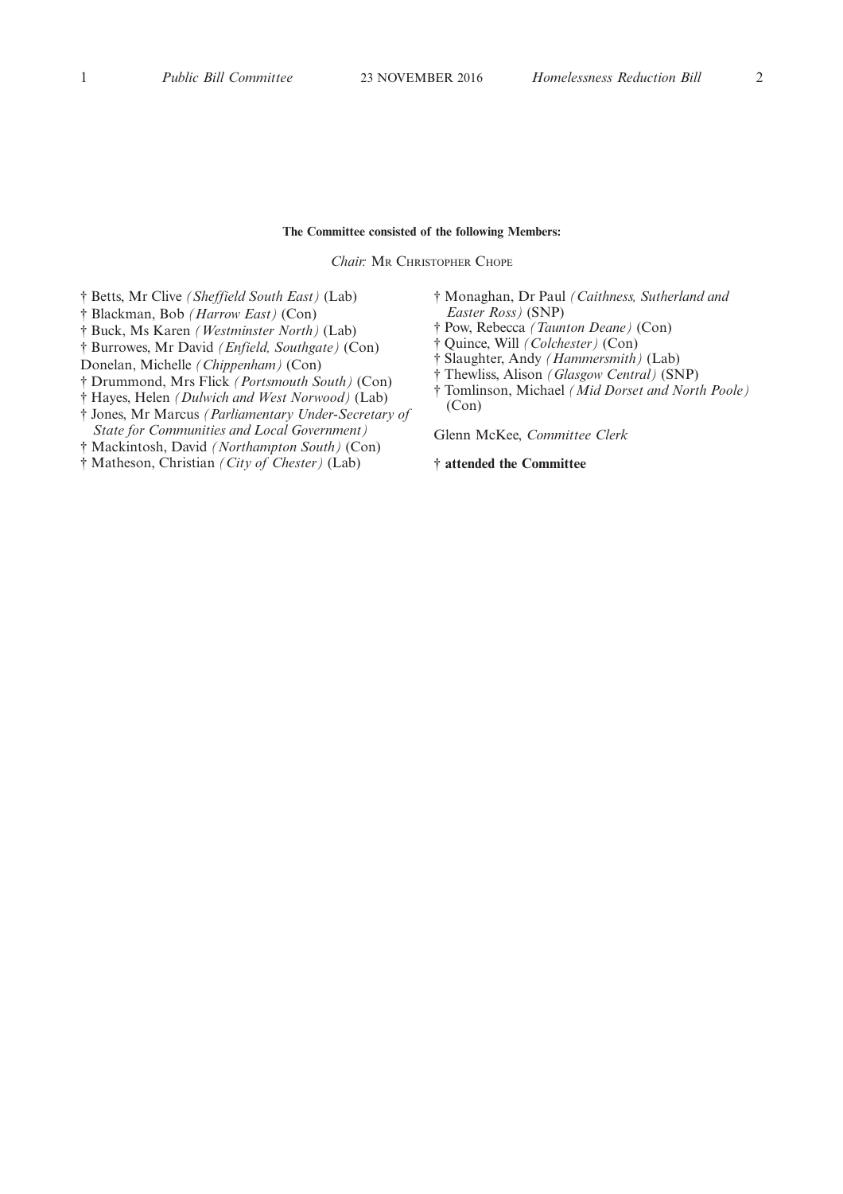**The Committee consisted of the following Members:**

*Chair:* Mr Christopher Chope

† Betts, Mr Clive *(Sheffield South East)* (Lab)
† Blackman, Bob *(Harrow East)* (Con)
† Buck, Ms Karen *(Westminster North)* (Lab)
† Burrowes, Mr David *(Enfield, Southgate)* (Con)
Donelan, Michelle *(Chippenham)* (Con)
† Drummond, Mrs Flick *(Portsmouth South)* (Con)
† Hayes, Helen *(Dulwich and West Norwood)* (Lab)
† Jones, Mr Marcus *(Parliamentary Under-Secretary of State for Communities and Local Government)*
† Mackintosh, David *(Northampton South)* (Con)
† Matheson, Christian *(City of Chester)* (Lab)
† Monaghan, Dr Paul *(Caithness, Sutherland and Easter Ross)* (SNP)
† Pow, Rebecca *(Taunton Deane)* (Con)
† Quince, Will *(Colchester)* (Con)
† Slaughter, Andy *(Hammersmith)* (Lab)
† Thewliss, Alison *(Glasgow Central)* (SNP)
† Tomlinson, Michael *(Mid Dorset and North Poole)* (Con)

Glenn McKee, *Committee Clerk*

**† attended the Committee**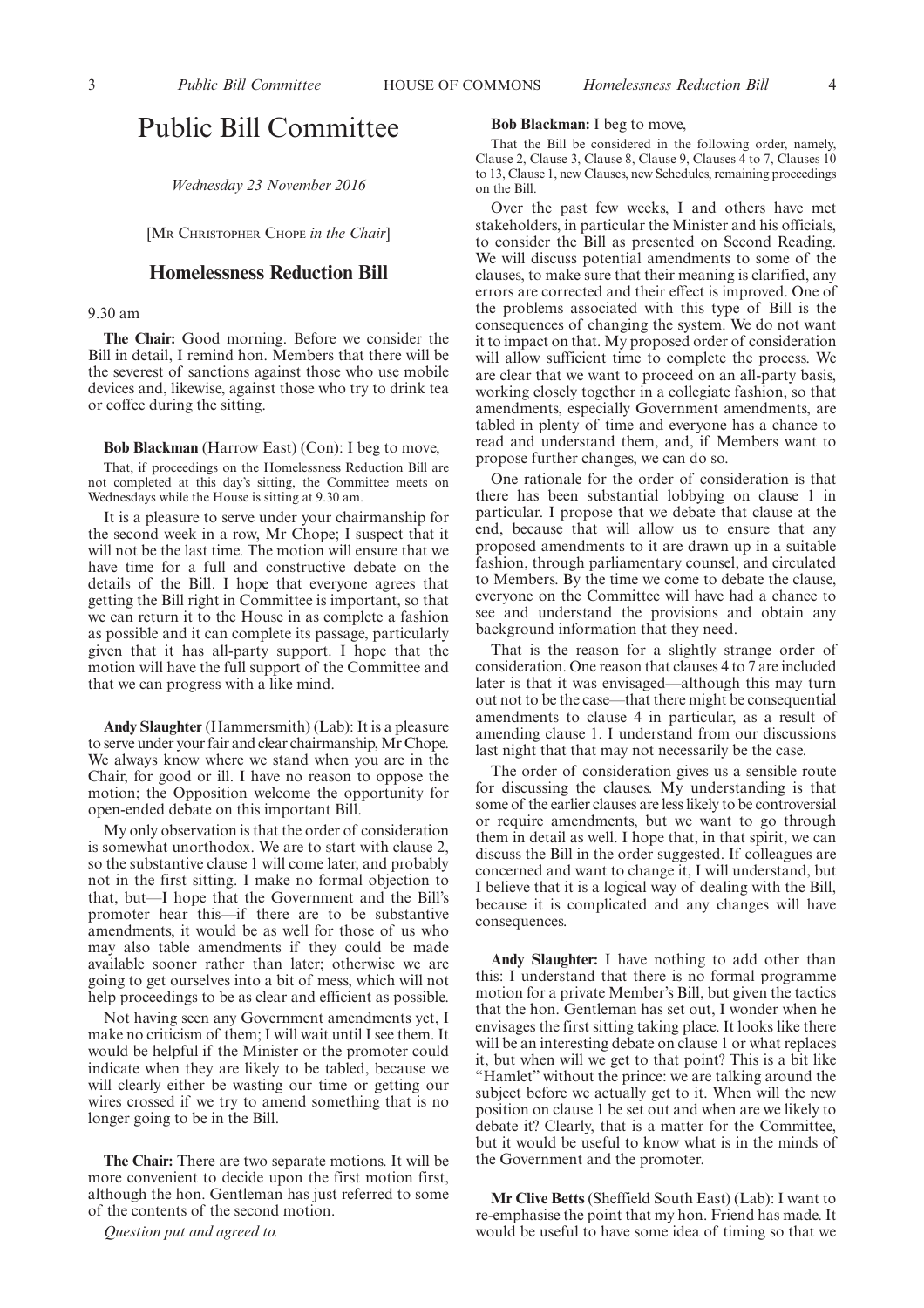# Public Bill Committee

*Wednesday 23 November 2016*

[MR CHRISTOPHER CHOPE *in the Chair*]

## Homelessness Reduction Bill

9.30 am

**The Chair:** Good morning. Before we consider the Bill in detail, I remind hon. Members that there will be the severest of sanctions against those who use mobile devices and, likewise, against those who try to drink tea or coffee during the sitting.

**Bob Blackman** (Harrow East) (Con): I beg to move,

That, if proceedings on the Homelessness Reduction Bill are not completed at this day's sitting, the Committee meets on Wednesdays while the House is sitting at 9.30 am.

It is a pleasure to serve under your chairmanship for the second week in a row, Mr Chope; I suspect that it will not be the last time. The motion will ensure that we have time for a full and constructive debate on the details of the Bill. I hope that everyone agrees that getting the Bill right in Committee is important, so that we can return it to the House in as complete a fashion as possible and it can complete its passage, particularly given that it has all-party support. I hope that the motion will have the full support of the Committee and that we can progress with a like mind.

**Andy Slaughter** (Hammersmith) (Lab): It is a pleasure to serve under your fair and clear chairmanship, Mr Chope. We always know where we stand when you are in the Chair, for good or ill. I have no reason to oppose the motion; the Opposition welcome the opportunity for open-ended debate on this important Bill.

My only observation is that the order of consideration is somewhat unorthodox. We are to start with clause 2, so the substantive clause 1 will come later, and probably not in the first sitting. I make no formal objection to that, but—I hope that the Government and the Bill's promoter hear this—if there are to be substantive amendments, it would be as well for those of us who may also table amendments if they could be made available sooner rather than later; otherwise we are going to get ourselves into a bit of mess, which will not help proceedings to be as clear and efficient as possible.

Not having seen any Government amendments yet, I make no criticism of them; I will wait until I see them. It would be helpful if the Minister or the promoter could indicate when they are likely to be tabled, because we will clearly either be wasting our time or getting our wires crossed if we try to amend something that is no longer going to be in the Bill.

**The Chair:** There are two separate motions. It will be more convenient to decide upon the first motion first, although the hon. Gentleman has just referred to some of the contents of the second motion.

*Question put and agreed to.*

**Bob Blackman:** I beg to move,

That the Bill be considered in the following order, namely, Clause 2, Clause 3, Clause 8, Clause 9, Clauses 4 to 7, Clauses 10 to 13, Clause 1, new Clauses, new Schedules, remaining proceedings on the Bill.

Over the past few weeks, I and others have met stakeholders, in particular the Minister and his officials, to consider the Bill as presented on Second Reading. We will discuss potential amendments to some of the clauses, to make sure that their meaning is clarified, any errors are corrected and their effect is improved. One of the problems associated with this type of Bill is the consequences of changing the system. We do not want it to impact on that. My proposed order of consideration will allow sufficient time to complete the process. We are clear that we want to proceed on an all-party basis, working closely together in a collegiate fashion, so that amendments, especially Government amendments, are tabled in plenty of time and everyone has a chance to read and understand them, and, if Members want to propose further changes, we can do so.

One rationale for the order of consideration is that there has been substantial lobbying on clause 1 in particular. I propose that we debate that clause at the end, because that will allow us to ensure that any proposed amendments to it are drawn up in a suitable fashion, through parliamentary counsel, and circulated to Members. By the time we come to debate the clause, everyone on the Committee will have had a chance to see and understand the provisions and obtain any background information that they need.

That is the reason for a slightly strange order of consideration. One reason that clauses 4 to 7 are included later is that it was envisaged—although this may turn out not to be the case—that there might be consequential amendments to clause 4 in particular, as a result of amending clause 1. I understand from our discussions last night that that may not necessarily be the case.

The order of consideration gives us a sensible route for discussing the clauses. My understanding is that some of the earlier clauses are less likely to be controversial or require amendments, but we want to go through them in detail as well. I hope that, in that spirit, we can discuss the Bill in the order suggested. If colleagues are concerned and want to change it, I will understand, but I believe that it is a logical way of dealing with the Bill, because it is complicated and any changes will have consequences.

**Andy Slaughter:** I have nothing to add other than this: I understand that there is no formal programme motion for a private Member's Bill, but given the tactics that the hon. Gentleman has set out, I wonder when he envisages the first sitting taking place. It looks like there will be an interesting debate on clause 1 or what replaces it, but when will we get to that point? This is a bit like "Hamlet" without the prince: we are talking around the subject before we actually get to it. When will the new position on clause 1 be set out and when are we likely to debate it? Clearly, that is a matter for the Committee, but it would be useful to know what is in the minds of the Government and the promoter.

**Mr Clive Betts** (Sheffield South East) (Lab): I want to re-emphasise the point that my hon. Friend has made. It would be useful to have some idea of timing so that we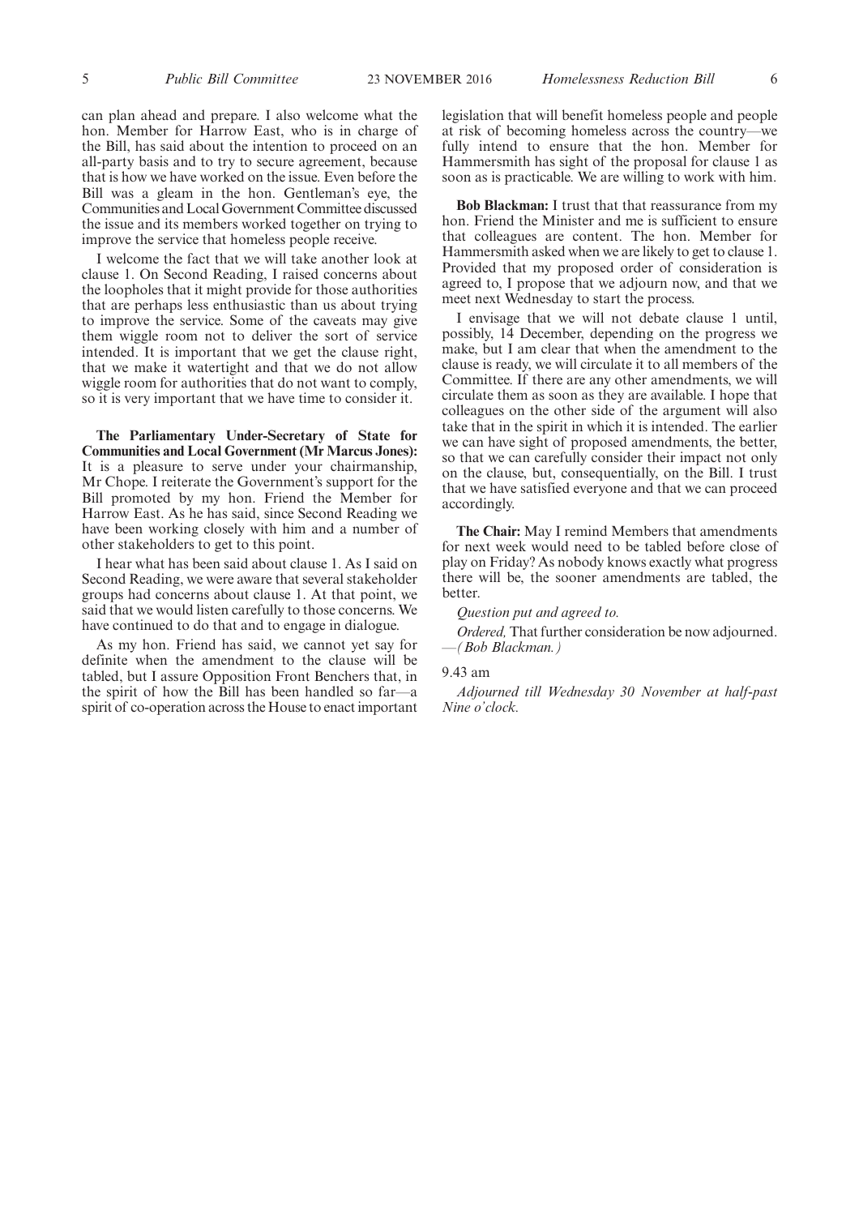can plan ahead and prepare. I also welcome what the hon. Member for Harrow East, who is in charge of the Bill, has said about the intention to proceed on an all-party basis and to try to secure agreement, because that is how we have worked on the issue. Even before the Bill was a gleam in the hon. Gentleman's eye, the Communities and Local Government Committee discussed the issue and its members worked together on trying to improve the service that homeless people receive.

I welcome the fact that we will take another look at clause 1. On Second Reading, I raised concerns about the loopholes that it might provide for those authorities that are perhaps less enthusiastic than us about trying to improve the service. Some of the caveats may give them wiggle room not to deliver the sort of service intended. It is important that we get the clause right, that we make it watertight and that we do not allow wiggle room for authorities that do not want to comply, so it is very important that we have time to consider it.

**The Parliamentary Under-Secretary of State for Communities and Local Government (Mr Marcus Jones):** It is a pleasure to serve under your chairmanship, Mr Chope. I reiterate the Government's support for the Bill promoted by my hon. Friend the Member for Harrow East. As he has said, since Second Reading we have been working closely with him and a number of other stakeholders to get to this point.

I hear what has been said about clause 1. As I said on Second Reading, we were aware that several stakeholder groups had concerns about clause 1. At that point, we said that we would listen carefully to those concerns. We have continued to do that and to engage in dialogue.

As my hon. Friend has said, we cannot yet say for definite when the amendment to the clause will be tabled, but I assure Opposition Front Benchers that, in the spirit of how the Bill has been handled so far—a spirit of co-operation across the House to enact important legislation that will benefit homeless people and people at risk of becoming homeless across the country—we fully intend to ensure that the hon. Member for Hammersmith has sight of the proposal for clause 1 as soon as is practicable. We are willing to work with him.

**Bob Blackman:** I trust that that reassurance from my hon. Friend the Minister and me is sufficient to ensure that colleagues are content. The hon. Member for Hammersmith asked when we are likely to get to clause 1. Provided that my proposed order of consideration is agreed to, I propose that we adjourn now, and that we meet next Wednesday to start the process.

I envisage that we will not debate clause 1 until, possibly, 14 December, depending on the progress we make, but I am clear that when the amendment to the clause is ready, we will circulate it to all members of the Committee. If there are any other amendments, we will circulate them as soon as they are available. I hope that colleagues on the other side of the argument will also take that in the spirit in which it is intended. The earlier we can have sight of proposed amendments, the better, so that we can carefully consider their impact not only on the clause, but, consequentially, on the Bill. I trust that we have satisfied everyone and that we can proceed accordingly.

**The Chair:** May I remind Members that amendments for next week would need to be tabled before close of play on Friday? As nobody knows exactly what progress there will be, the sooner amendments are tabled, the better.

*Question put and agreed to.*

*Ordered,* That further consideration be now adjourned. —*(Bob Blackman.)*

9.43 am

*Adjourned till Wednesday 30 November at half-past Nine o'clock.*